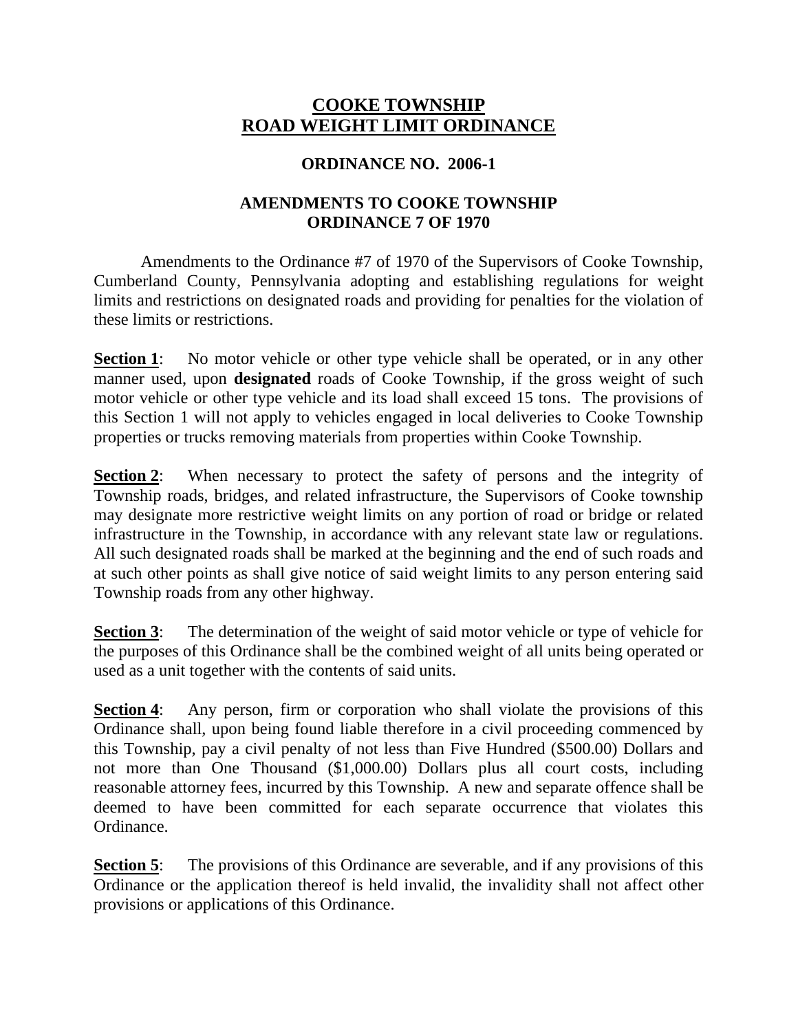# COOKE TOWNSHIP
# ROAD WEIGHT LIMIT ORDINANCE

## ORDINANCE NO. 2006-1

## AMENDMENTS TO COOKE TOWNSHIP ORDINANCE 7 OF 1970

Amendments to the Ordinance #7 of 1970 of the Supervisors of Cooke Township, Cumberland County, Pennsylvania adopting and establishing regulations for weight limits and restrictions on designated roads and providing for penalties for the violation of these limits or restrictions.

**Section 1**: No motor vehicle or other type vehicle shall be operated, or in any other manner used, upon **designated** roads of Cooke Township, if the gross weight of such motor vehicle or other type vehicle and its load shall exceed 15 tons. The provisions of this Section 1 will not apply to vehicles engaged in local deliveries to Cooke Township properties or trucks removing materials from properties within Cooke Township.

**Section 2**: When necessary to protect the safety of persons and the integrity of Township roads, bridges, and related infrastructure, the Supervisors of Cooke township may designate more restrictive weight limits on any portion of road or bridge or related infrastructure in the Township, in accordance with any relevant state law or regulations. All such designated roads shall be marked at the beginning and the end of such roads and at such other points as shall give notice of said weight limits to any person entering said Township roads from any other highway.

**Section 3**: The determination of the weight of said motor vehicle or type of vehicle for the purposes of this Ordinance shall be the combined weight of all units being operated or used as a unit together with the contents of said units.

**Section 4**: Any person, firm or corporation who shall violate the provisions of this Ordinance shall, upon being found liable therefore in a civil proceeding commenced by this Township, pay a civil penalty of not less than Five Hundred ($500.00) Dollars and not more than One Thousand ($1,000.00) Dollars plus all court costs, including reasonable attorney fees, incurred by this Township. A new and separate offence shall be deemed to have been committed for each separate occurrence that violates this Ordinance.

**Section 5**: The provisions of this Ordinance are severable, and if any provisions of this Ordinance or the application thereof is held invalid, the invalidity shall not affect other provisions or applications of this Ordinance.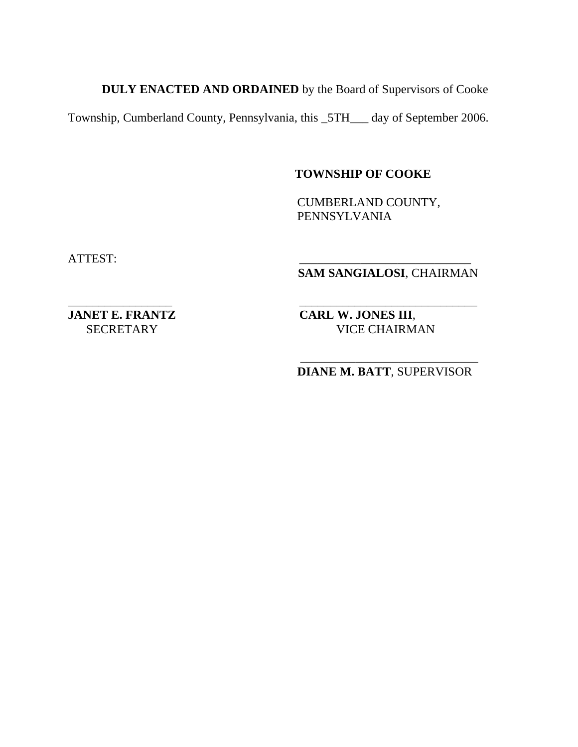**DULY ENACTED AND ORDAINED** by the Board of Supervisors of Cooke Township, Cumberland County, Pennsylvania, this _5TH___ day of September 2006.

**TOWNSHIP OF COOKE**

CUMBERLAND COUNTY,
PENNSYLVANIA

ATTEST:

____________________________
**SAM SANGIALOSI**, CHAIRMAN

_________________
**JANET E. FRANTZ**
SECRETARY

______________________________
**CARL W. JONES III**,
VICE CHAIRMAN

______________________________
**DIANE M. BATT**, SUPERVISOR